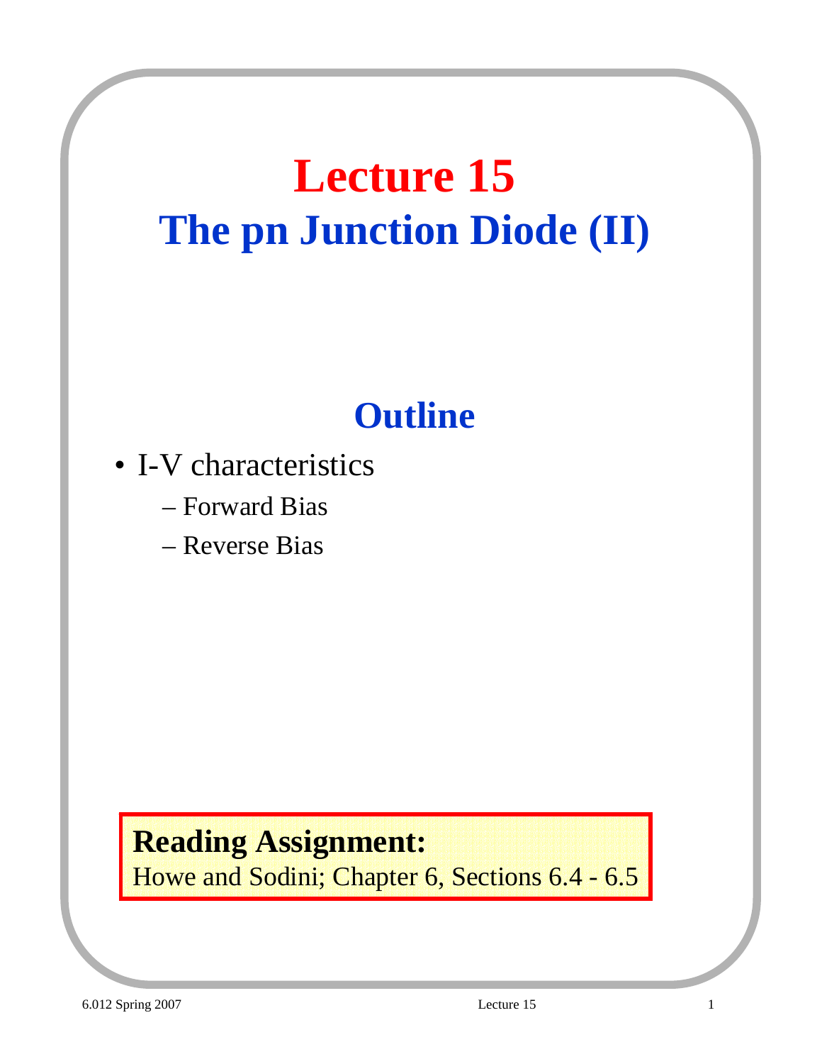# Lecture 15

## The pn Junction Diode (II)

### Outline

- I-V characteristics
  - Forward Bias
  - Reverse Bias

**Reading Assignment:**
Howe and Sodini; Chapter 6, Sections 6.4 - 6.5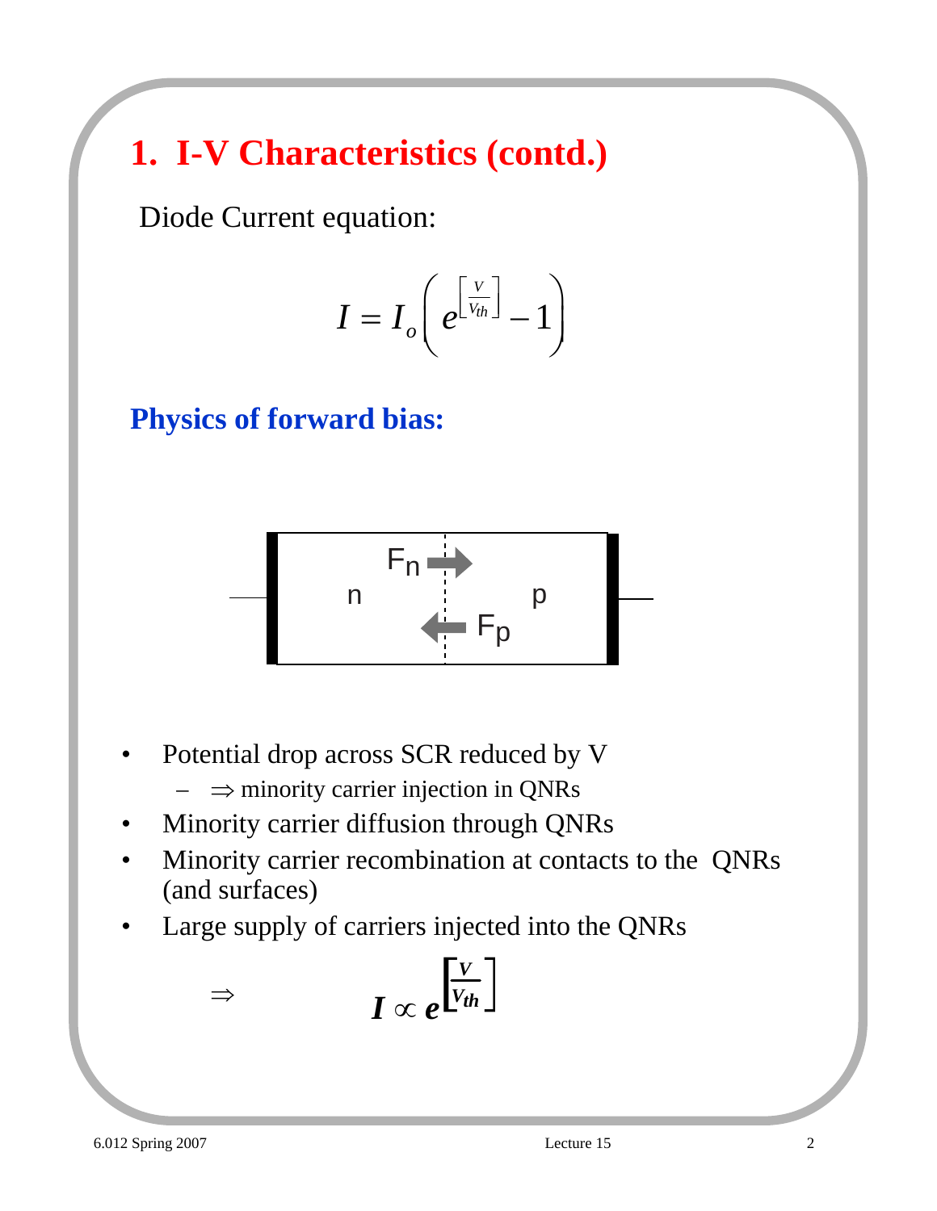# 1. I-V Characteristics (contd.)

Diode Current equation:

$$I = I_o \left( e^{\left[ \frac{V}{V_{th}} \right]} - 1 \right)$$

## Physics of forward bias:

n $F_n$ → p

← $F_p$

- Potential drop across SCR reduced by V
  - $\Rightarrow$ minority carrier injection in QNRs
- Minority carrier diffusion through QNRs
- Minority carrier recombination at contacts to the QNRs (and surfaces)
- Large supply of carriers injected into the QNRs

$$\Rightarrow \qquad I \propto e^{\left[ \frac{V}{V_{th}} \right]}$$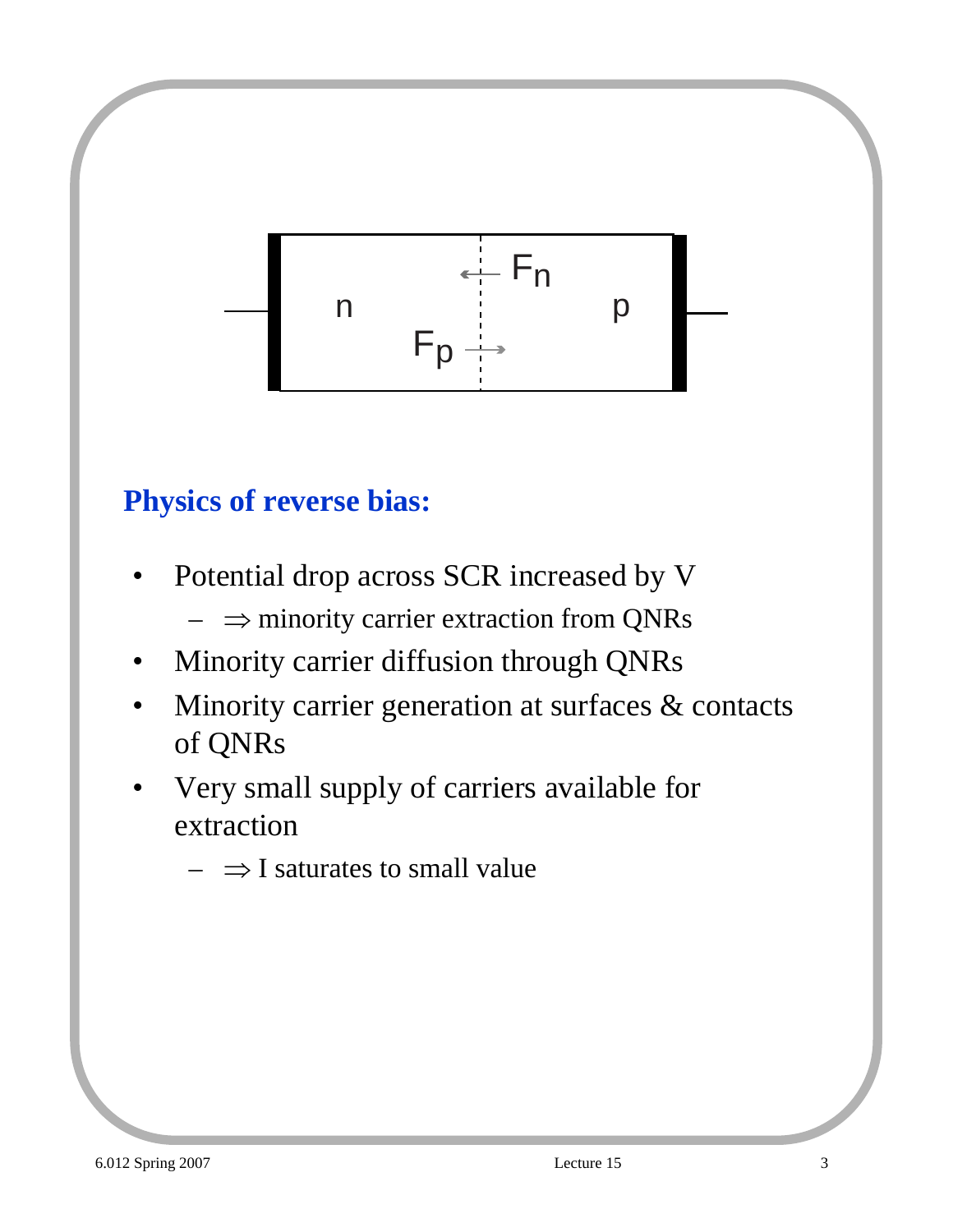## Physics of reverse bias:

- Potential drop across SCR increased by V
  - $\Rightarrow$ minority carrier extraction from QNRs
- Minority carrier diffusion through QNRs
- Minority carrier generation at surfaces & contacts of QNRs
- Very small supply of carriers available for extraction
  - $\Rightarrow$ I saturates to small value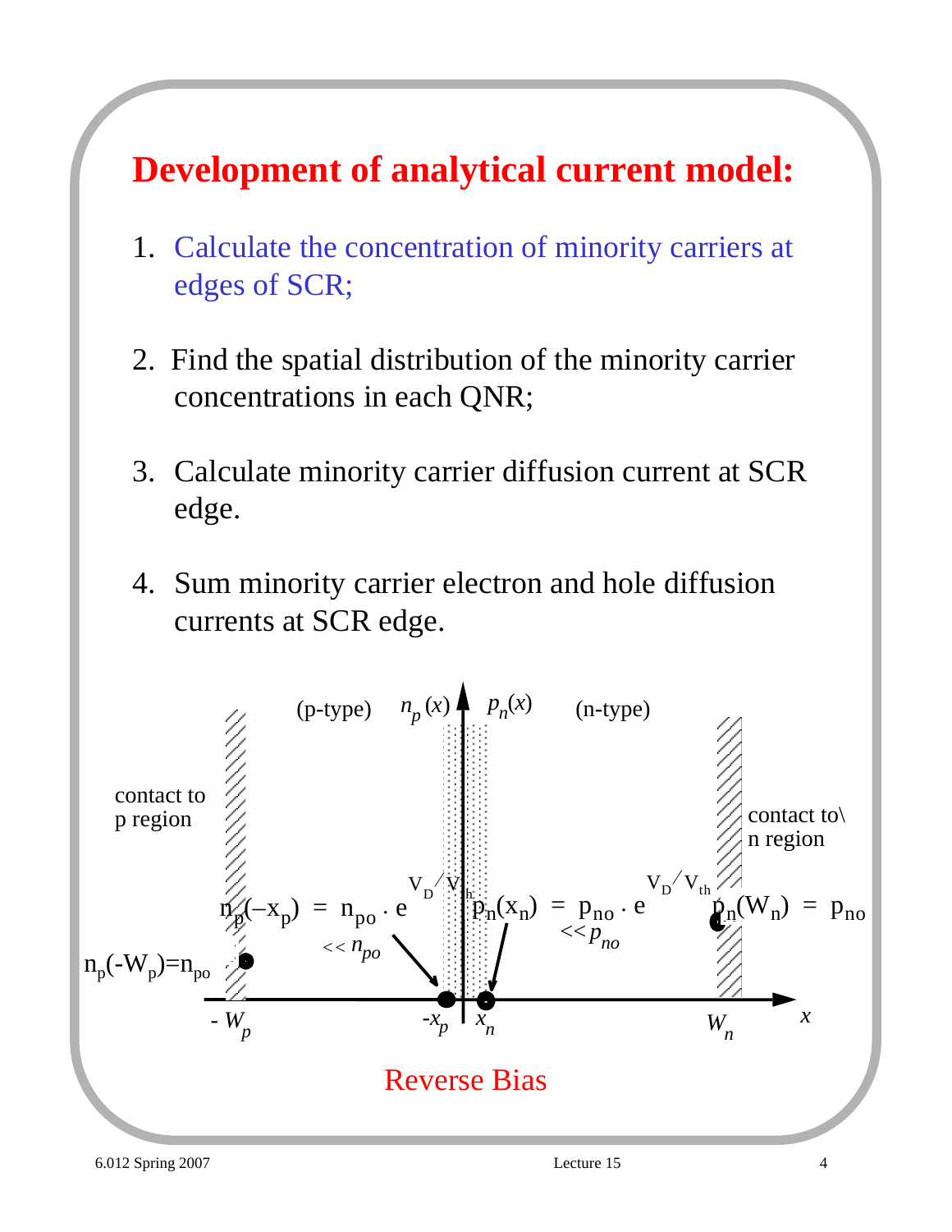# Development of analytical current model:

1. Calculate the concentration of minority carriers at edges of SCR;

2. Find the spatial distribution of the minority carrier concentrations in each QNR;

3. Calculate minority carrier diffusion current at SCR edge.

4. Sum minority carrier electron and hole diffusion currents at SCR edge.

(p-type) $n_p(x)$ $p_n(x)$ (n-type)

contact to p region

contact to n region

$n_p(-x_p) = n_{po} \cdot e^{V_D/V_{th}}$ $<< n_{po}$

$p_n(x_n) = p_{no} \cdot e^{V_D/V_{th}}$ $<< p_{no}$

$p_n(W_n) = p_{no}$

$n_p(-W_p) = n_{po}$

$-W_p$ $-x_p$ $x_n$ $W_n$ $x$

Reverse Bias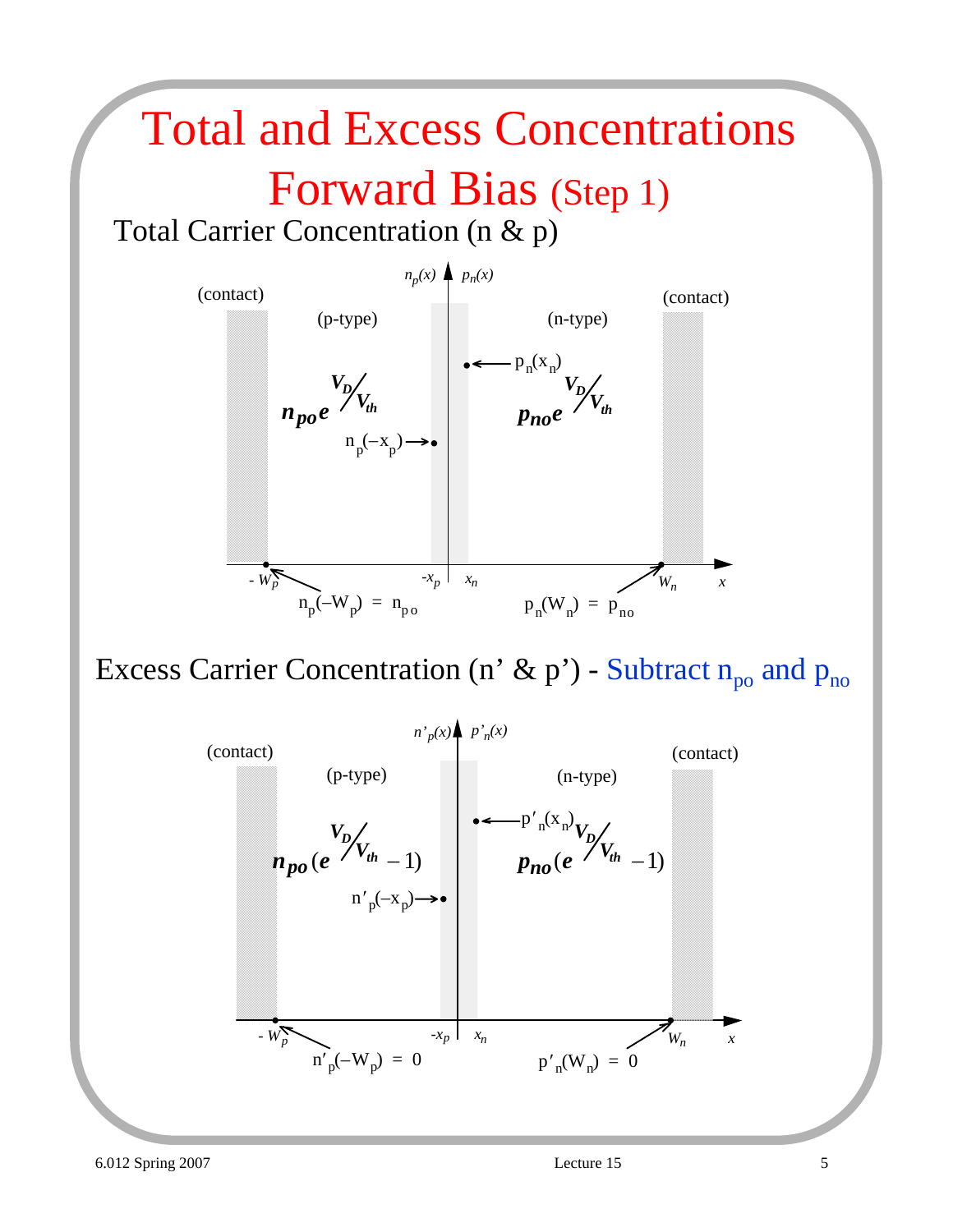# Total and Excess Concentrations Forward Bias (Step 1)

## Total Carrier Concentration (n & p)

$n_p(x)$ $p_n(x)$

(contact) (p-type) (n-type) (contact)

$n_{po} e^{V_D / V_{th}}$

$p_{no} e^{V_D / V_{th}}$

$p_n(x_n)$

$n_p(-x_p)$

$-W_p$ $-x_p$ $x_n$ $W_n$ $x$

$n_p(-W_p) = n_{po}$

$p_n(W_n) = p_{no}$

## Excess Carrier Concentration (n' & p') - Subtract $n_{po}$ and $p_{no}$

$n'_p(x)$ $p'_n(x)$

(contact) (p-type) (n-type) (contact)

$n_{po}(e^{V_D / V_{th}} - 1)$

$p_{no}(e^{V_D / V_{th}} - 1)$

$p'_n(x_n)$

$n'_p(-x_p)$

$-W_p$ $-x_p$ $x_n$ $W_n$ $x$

$n'_p(-W_p) = 0$

$p'_n(W_n) = 0$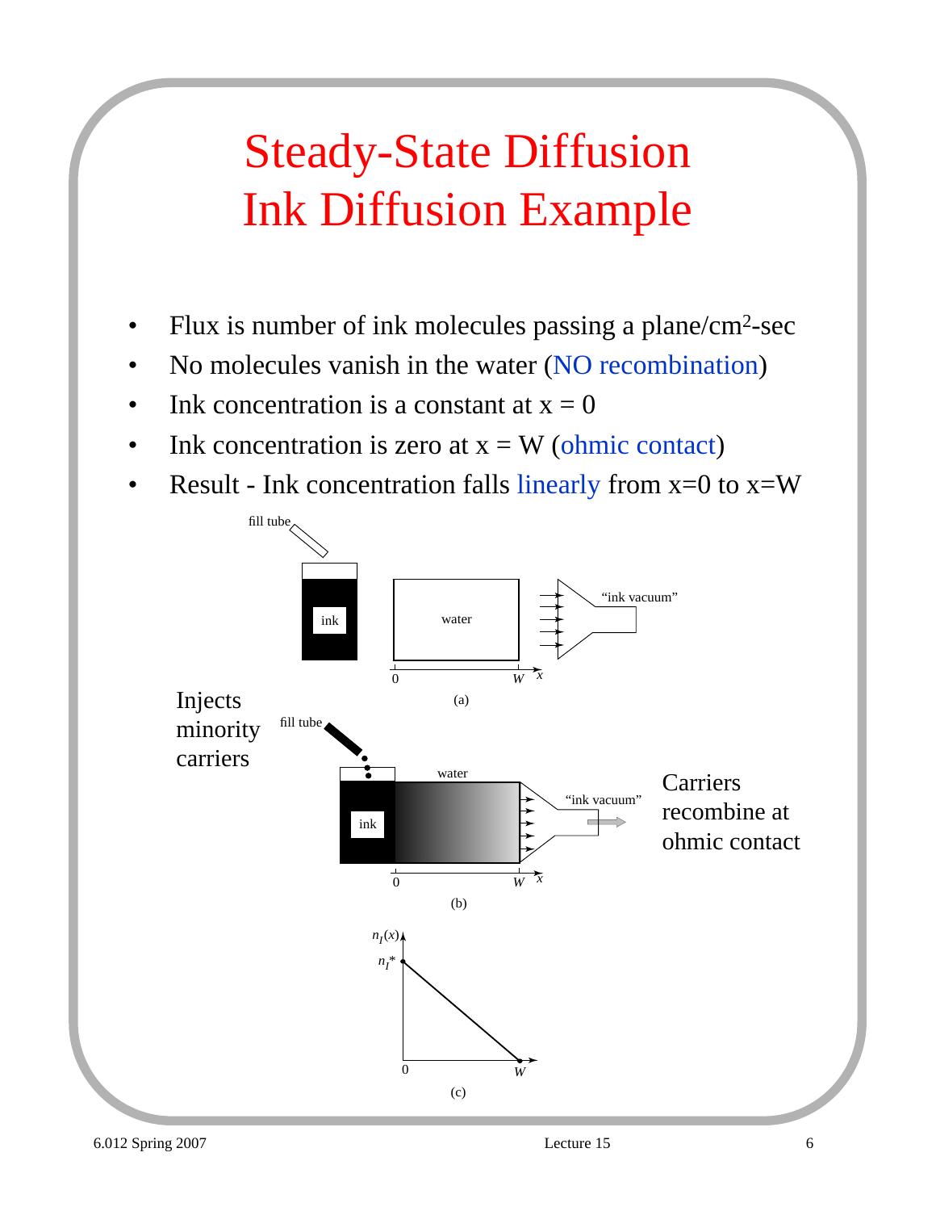# Steady-State Diffusion
# Ink Diffusion Example

- Flux is number of ink molecules passing a plane/cm$^2$-sec
- No molecules vanish in the water (NO recombination)
- Ink concentration is a constant at x = 0
- Ink concentration is zero at x = W (ohmic contact)
- Result - Ink concentration falls linearly from x=0 to x=W

fill tube

ink

water

"ink vacuum"

0 $W$ $x$

(a)

Injects minority carriers

fill tube

water

ink

"ink vacuum"

Carriers recombine at ohmic contact

0 $W$ $x$

(b)

$n_I(x)$

$n_I^*$

0 $W$

(c)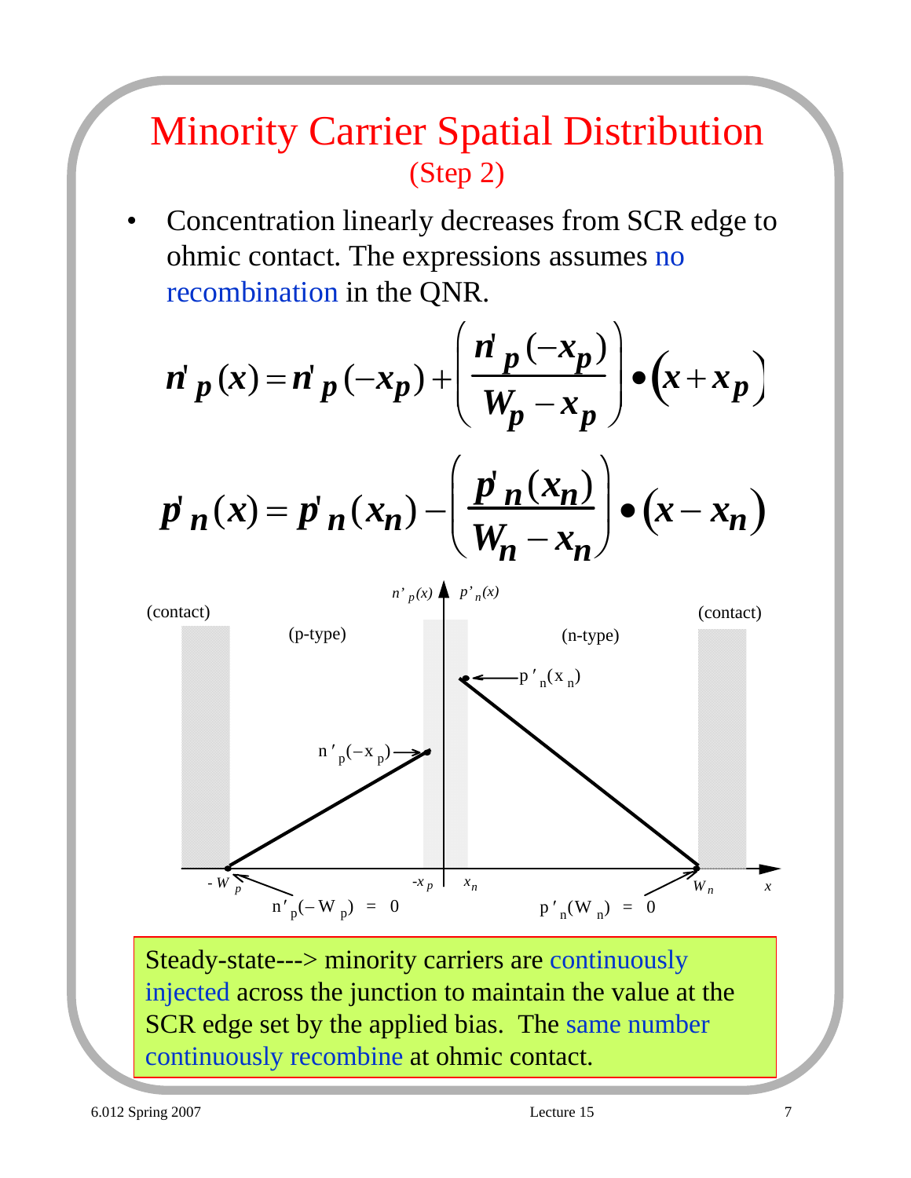# Minority Carrier Spatial Distribution

## (Step 2)

- Concentration linearly decreases from SCR edge to ohmic contact. The expressions assumes no recombination in the QNR.

$$n'_p(x) = n'_p(-x_p) + \left(\frac{n'_p(-x_p)}{W_p - x_p}\right) \bullet (x + x_p)$$

$$p'_n(x) = p'_n(x_n) - \left(\frac{p'_n(x_n)}{W_n - x_n}\right) \bullet (x - x_n)$$

(contact) (p-type) $n'_p(x)$ $p'_n(x)$ (n-type) (contact)

$p'_n(x_n)$

$n'_p(-x_p)$

$-W_p$ $-x_p$ $x_n$ $W_n$ $x$

$n'_p(-W_p) = 0$ $p'_n(W_n) = 0$

Steady-state---> minority carriers are continuously injected across the junction to maintain the value at the SCR edge set by the applied bias. The same number continuously recombine at ohmic contact.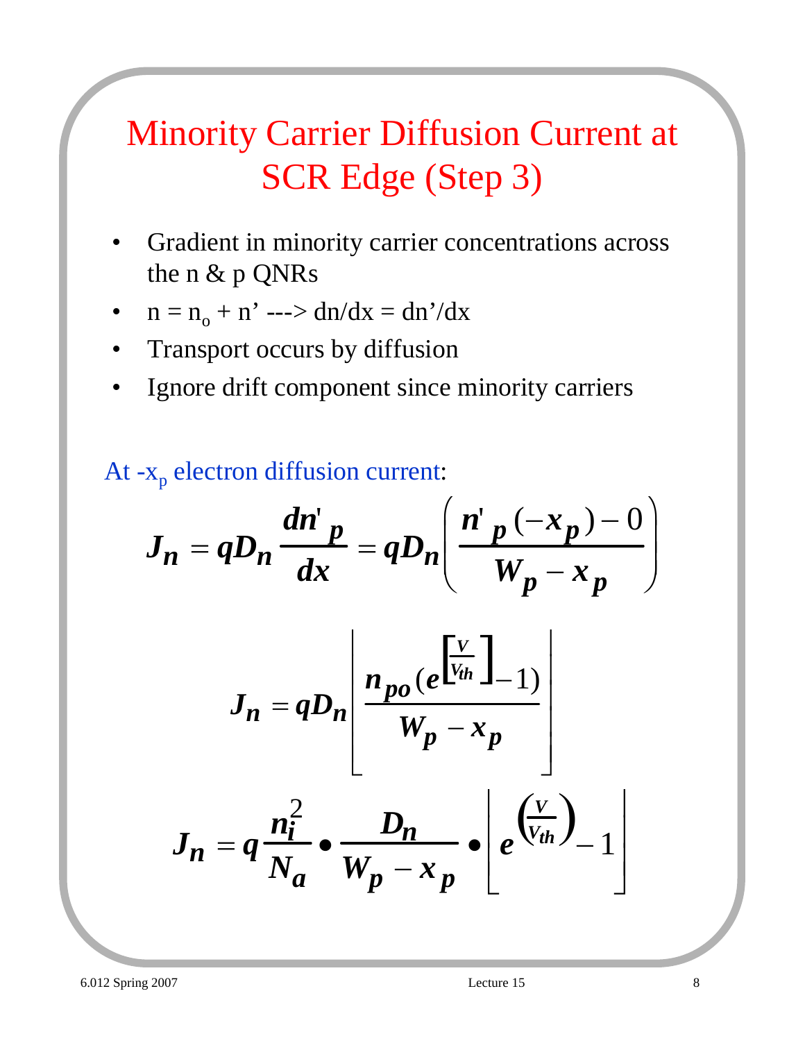# Minority Carrier Diffusion Current at SCR Edge (Step 3)

- Gradient in minority carrier concentrations across the n & p QNRs
- $n = n_o + n'$ ---> $dn/dx = dn'/dx$
- Transport occurs by diffusion
- Ignore drift component since minority carriers

At $-x_p$ electron diffusion current:

$$J_n = qD_n \frac{dn'_p}{dx} = qD_n \left( \frac{n'_p(-x_p) - 0}{W_p - x_p} \right)$$

$$J_n = qD_n \left[ \frac{n_{po}\left(e^{\left[\frac{V}{V_{th}}\right]} - 1\right)}{W_p - x_p} \right]$$

$$J_n = q \frac{n_i^2}{N_a} \bullet \frac{D_n}{W_p - x_p} \bullet \left[ e^{\left(\frac{V}{V_{th}}\right)} - 1 \right]$$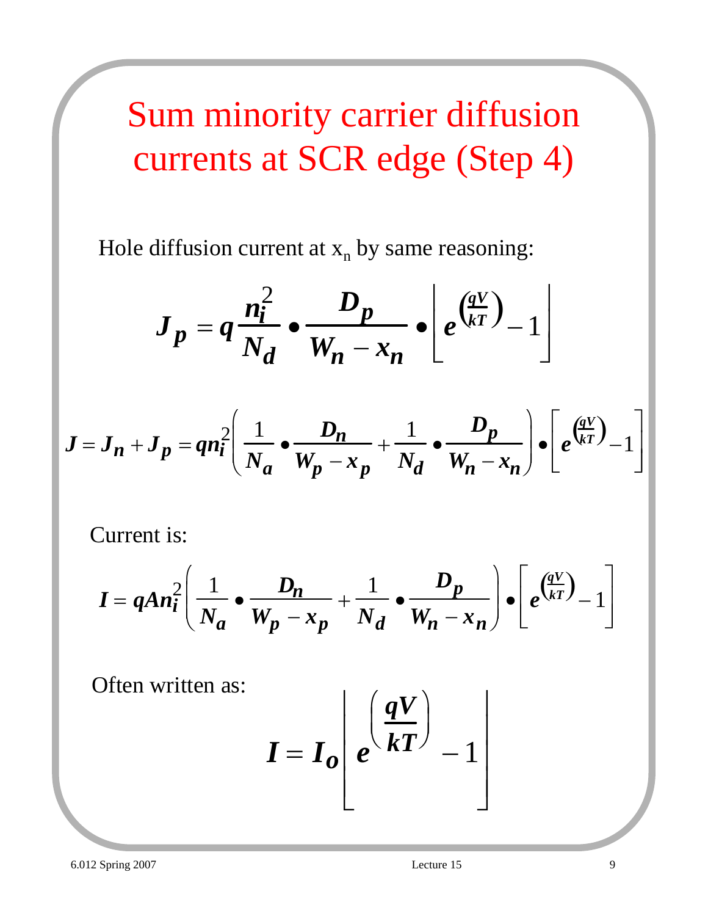# Sum minority carrier diffusion currents at SCR edge (Step 4)

Hole diffusion current at $x_n$ by same reasoning:

$$J_p = q\frac{n_i^2}{N_d} \bullet \frac{D_p}{W_n - x_n} \bullet \left[ e^{\left(\frac{qV}{kT}\right)} - 1 \right]$$

$$J = J_n + J_p = qn_i^2 \left( \frac{1}{N_a} \bullet \frac{D_n}{W_p - x_p} + \frac{1}{N_d} \bullet \frac{D_p}{W_n - x_n} \right) \bullet \left[ e^{\left(\frac{qV}{kT}\right)} - 1 \right]$$

Current is:

$$I = qAn_i^2 \left( \frac{1}{N_a} \bullet \frac{D_n}{W_p - x_p} + \frac{1}{N_d} \bullet \frac{D_p}{W_n - x_n} \right) \bullet \left[ e^{\left(\frac{qV}{kT}\right)} - 1 \right]$$

Often written as:

$$I = I_o \left[ e^{\left(\frac{qV}{kT}\right)} - 1 \right]$$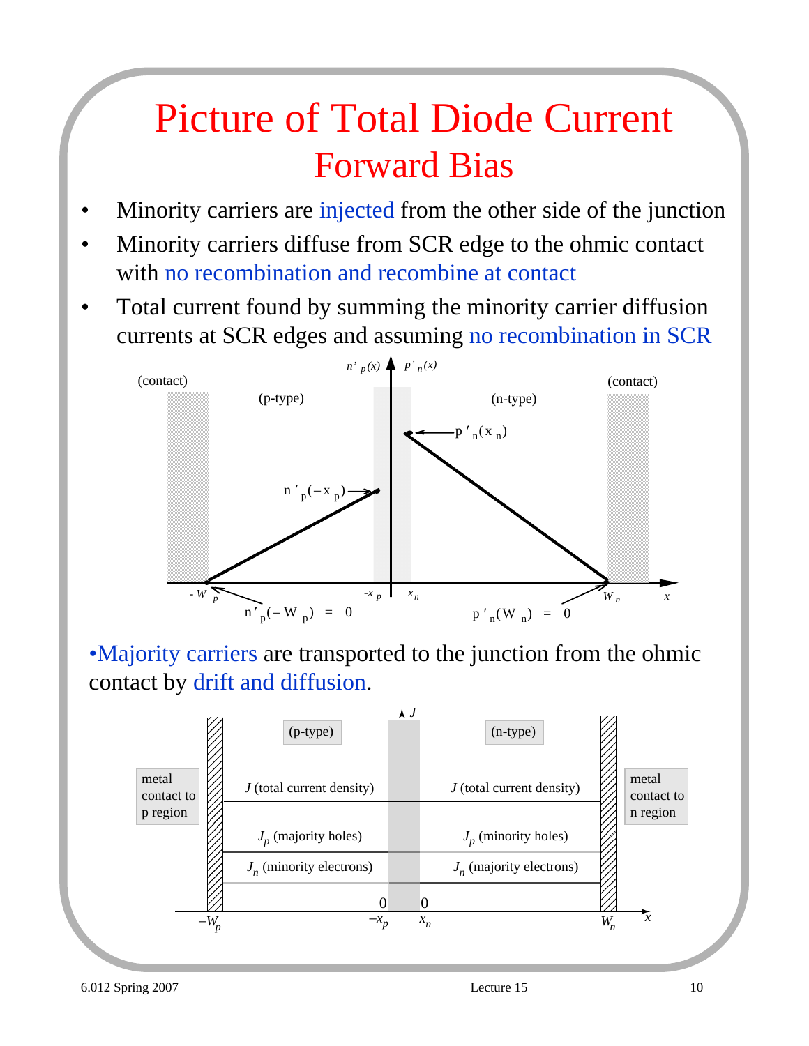# Picture of Total Diode Current
## Forward Bias

- Minority carriers are injected from the other side of the junction
- Minority carriers diffuse from SCR edge to the ohmic contact with no recombination and recombine at contact
- Total current found by summing the minority carrier diffusion currents at SCR edges and assuming no recombination in SCR

(contact) (p-type) $n'_p(x)$ $p'_n(x)$ (n-type) (contact)

$p'_n(x_n)$

$n'_p(-x_p)$

$-W_p$ $-x_p$ $x_n$ $W_n$ $x$

$n'_p(-W_p) = 0$ $p'_n(W_n) = 0$

- Majority carriers are transported to the junction from the ohmic contact by drift and diffusion.

metal contact to p region (p-type) $J$ (n-type) metal contact to n region

$J$ (total current density) $J$ (total current density)

$J_p$ (majority holes) $J_p$ (minority holes)

$J_n$ (minority electrons) $J_n$ (majority electrons)

0 0

$-W_p$ $-x_p$ $x_n$ $W_n$ $x$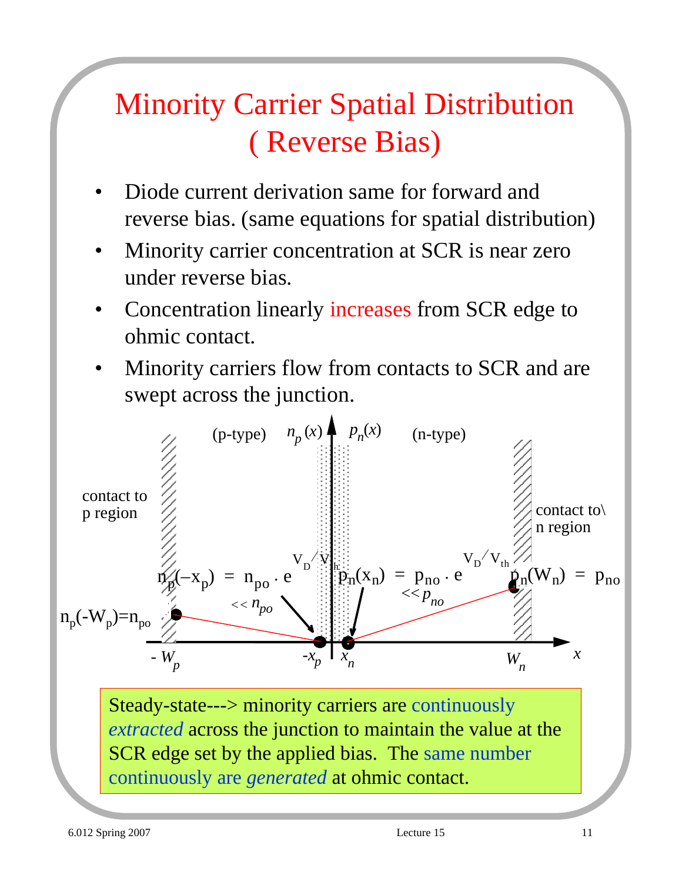# Minority Carrier Spatial Distribution ( Reverse Bias)

- Diode current derivation same for forward and reverse bias. (same equations for spatial distribution)
- Minority carrier concentration at SCR is near zero under reverse bias.
- Concentration linearly increases from SCR edge to ohmic contact.
- Minority carriers flow from contacts to SCR and are swept across the junction.

(p-type) $n_p(x)$ $p_n(x)$ (n-type)

contact to p region

contact to n region

$n_p(-x_p) = n_{po} \cdot e^{V_D/V_{th}}$ $<< n_{po}$

$p_n(x_n) = p_{no} \cdot e^{V_D/V_{th}}$ $<< p_{no}$

$p_n(W_n) = p_{no}$

$n_p(-W_p) = n_{po}$

$-W_p$ $-x_p$ $x_n$ $W_n$ $x$

Steady-state---> minority carriers are continuously *extracted* across the junction to maintain the value at the SCR edge set by the applied bias. The same number continuously are *generated* at ohmic contact.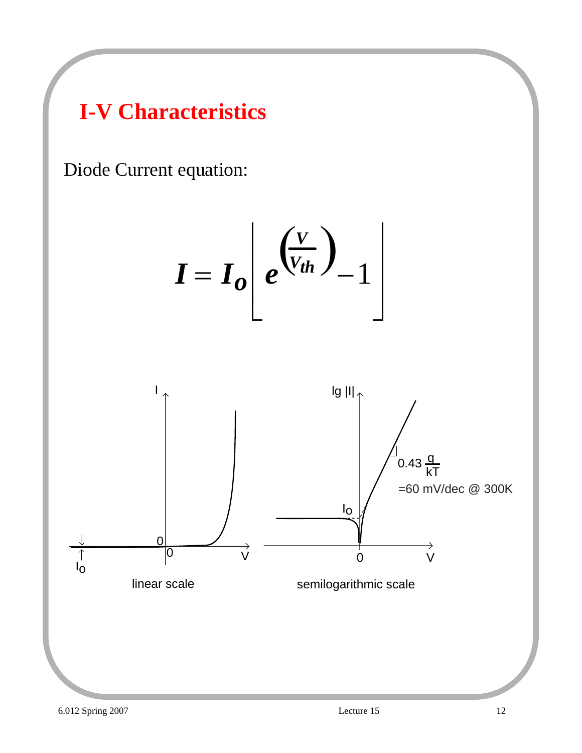# I-V Characteristics

Diode Current equation:

$$I = I_o \left[ e^{\left(\frac{V}{V_{th}}\right)} - 1 \right]$$

linear scale

semilogarithmic scale

$0.43 \frac{q}{kT}$

=60 mV/dec @ 300K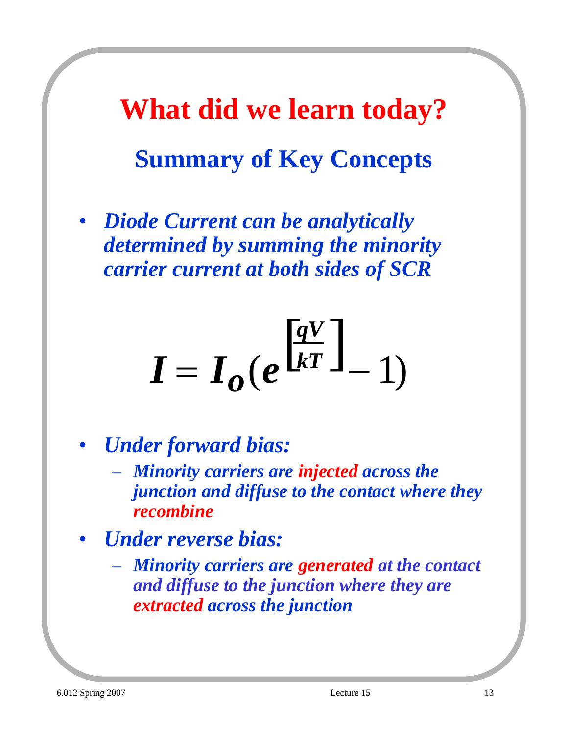# What did we learn today?

## Summary of Key Concepts

- ***Diode Current can be analytically determined by summing the minority carrier current at both sides of SCR***

$$I = I_o\left(e^{\left[\frac{qV}{kT}\right]} - 1\right)$$

- ***Under forward bias:***
  - ***Minority carriers are injected across the junction and diffuse to the contact where they recombine***
- ***Under reverse bias:***
  - ***Minority carriers are generated at the contact and diffuse to the junction where they are extracted across the junction***